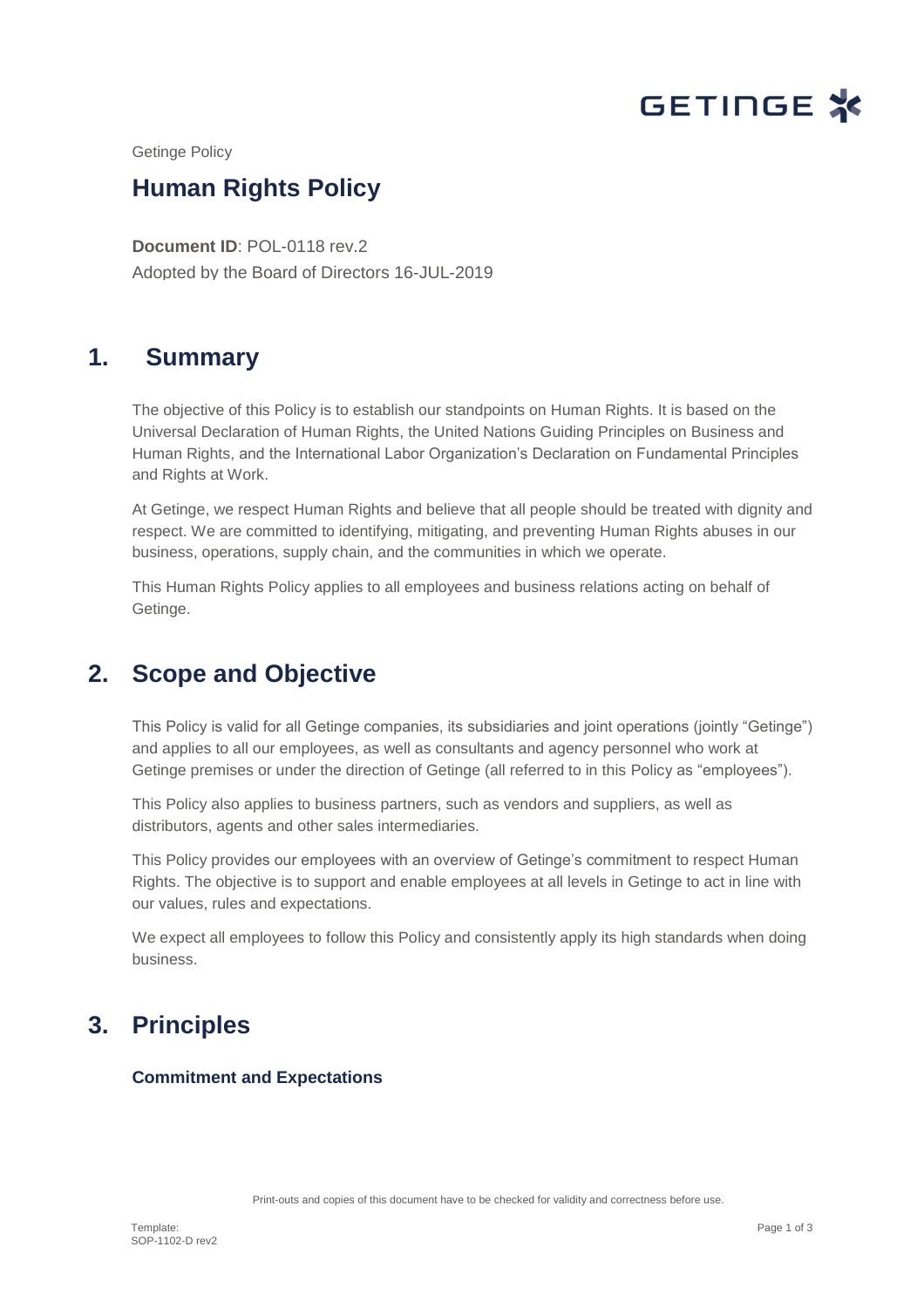Getinge Policy

# Human Rights Policy

**Document ID**: POL-0118 rev.2
Adopted by the Board of Directors 16-JUL-2019

## 1. Summary

The objective of this Policy is to establish our standpoints on Human Rights. It is based on the Universal Declaration of Human Rights, the United Nations Guiding Principles on Business and Human Rights, and the International Labor Organization's Declaration on Fundamental Principles and Rights at Work.

At Getinge, we respect Human Rights and believe that all people should be treated with dignity and respect. We are committed to identifying, mitigating, and preventing Human Rights abuses in our business, operations, supply chain, and the communities in which we operate.

This Human Rights Policy applies to all employees and business relations acting on behalf of Getinge.

## 2. Scope and Objective

This Policy is valid for all Getinge companies, its subsidiaries and joint operations (jointly "Getinge") and applies to all our employees, as well as consultants and agency personnel who work at Getinge premises or under the direction of Getinge (all referred to in this Policy as "employees").

This Policy also applies to business partners, such as vendors and suppliers, as well as distributors, agents and other sales intermediaries.

This Policy provides our employees with an overview of Getinge's commitment to respect Human Rights. The objective is to support and enable employees at all levels in Getinge to act in line with our values, rules and expectations.

We expect all employees to follow this Policy and consistently apply its high standards when doing business.

## 3. Principles

### Commitment and Expectations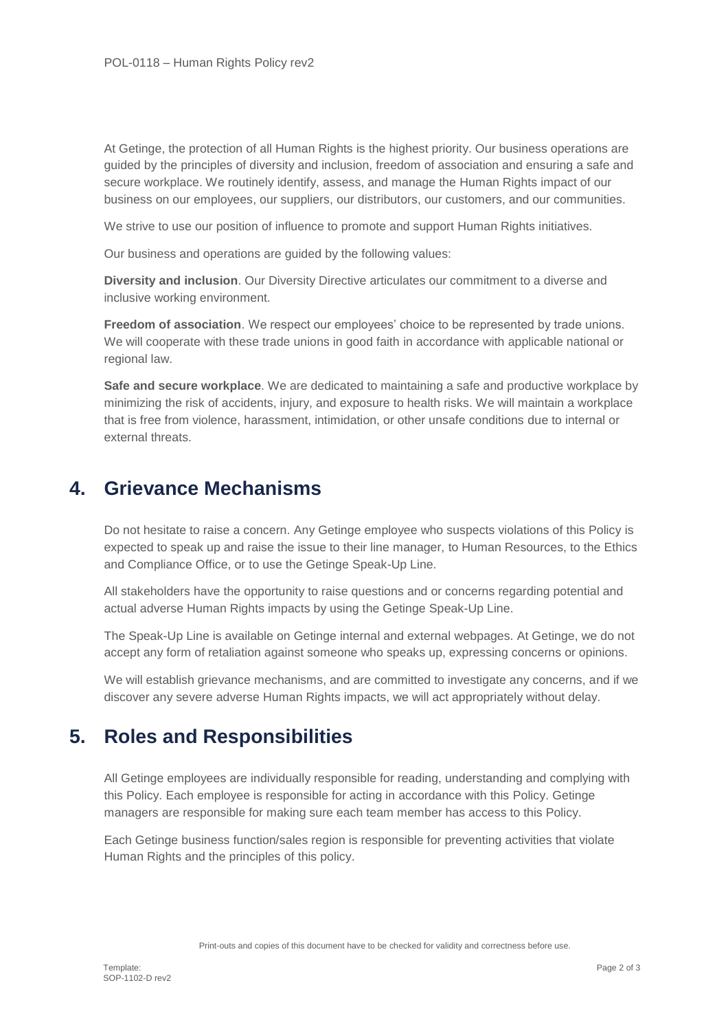At Getinge, the protection of all Human Rights is the highest priority. Our business operations are guided by the principles of diversity and inclusion, freedom of association and ensuring a safe and secure workplace. We routinely identify, assess, and manage the Human Rights impact of our business on our employees, our suppliers, our distributors, our customers, and our communities.

We strive to use our position of influence to promote and support Human Rights initiatives.

Our business and operations are guided by the following values:

**Diversity and inclusion**. Our Diversity Directive articulates our commitment to a diverse and inclusive working environment.

**Freedom of association**. We respect our employees' choice to be represented by trade unions. We will cooperate with these trade unions in good faith in accordance with applicable national or regional law.

**Safe and secure workplace**. We are dedicated to maintaining a safe and productive workplace by minimizing the risk of accidents, injury, and exposure to health risks. We will maintain a workplace that is free from violence, harassment, intimidation, or other unsafe conditions due to internal or external threats.

## 4. Grievance Mechanisms

Do not hesitate to raise a concern. Any Getinge employee who suspects violations of this Policy is expected to speak up and raise the issue to their line manager, to Human Resources, to the Ethics and Compliance Office, or to use the Getinge Speak-Up Line.

All stakeholders have the opportunity to raise questions and or concerns regarding potential and actual adverse Human Rights impacts by using the Getinge Speak-Up Line.

The Speak-Up Line is available on Getinge internal and external webpages. At Getinge, we do not accept any form of retaliation against someone who speaks up, expressing concerns or opinions.

We will establish grievance mechanisms, and are committed to investigate any concerns, and if we discover any severe adverse Human Rights impacts, we will act appropriately without delay.

## 5. Roles and Responsibilities

All Getinge employees are individually responsible for reading, understanding and complying with this Policy. Each employee is responsible for acting in accordance with this Policy. Getinge managers are responsible for making sure each team member has access to this Policy.

Each Getinge business function/sales region is responsible for preventing activities that violate Human Rights and the principles of this policy.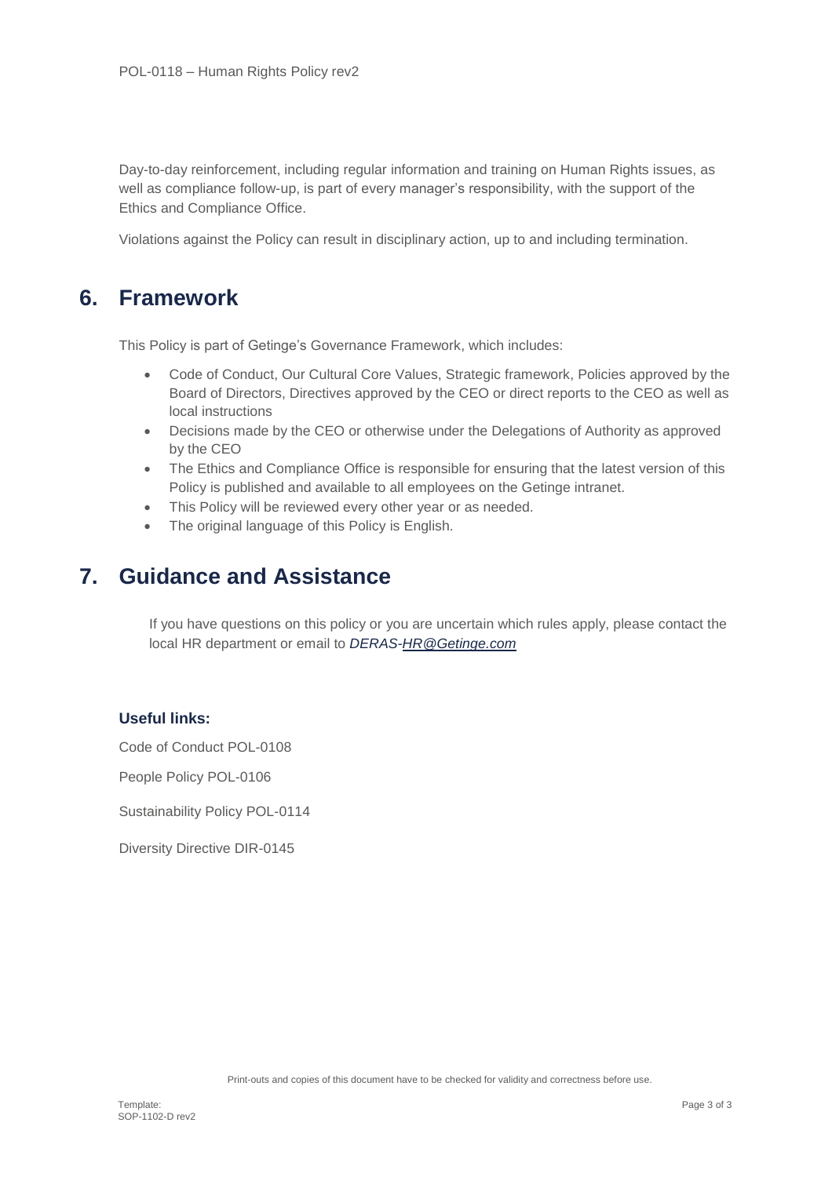Day-to-day reinforcement, including regular information and training on Human Rights issues, as well as compliance follow-up, is part of every manager's responsibility, with the support of the Ethics and Compliance Office.

Violations against the Policy can result in disciplinary action, up to and including termination.

## 6. Framework

This Policy is part of Getinge's Governance Framework, which includes:

- Code of Conduct, Our Cultural Core Values, Strategic framework, Policies approved by the Board of Directors, Directives approved by the CEO or direct reports to the CEO as well as local instructions
- Decisions made by the CEO or otherwise under the Delegations of Authority as approved by the CEO
- The Ethics and Compliance Office is responsible for ensuring that the latest version of this Policy is published and available to all employees on the Getinge intranet.
- This Policy will be reviewed every other year or as needed.
- The original language of this Policy is English.

## 7. Guidance and Assistance

If you have questions on this policy or you are uncertain which rules apply, please contact the local HR department or email to *DERAS-HR@Getinge.com*

### Useful links:

Code of Conduct POL-0108

People Policy POL-0106

Sustainability Policy POL-0114

Diversity Directive DIR-0145

Print-outs and copies of this document have to be checked for validity and correctness before use.